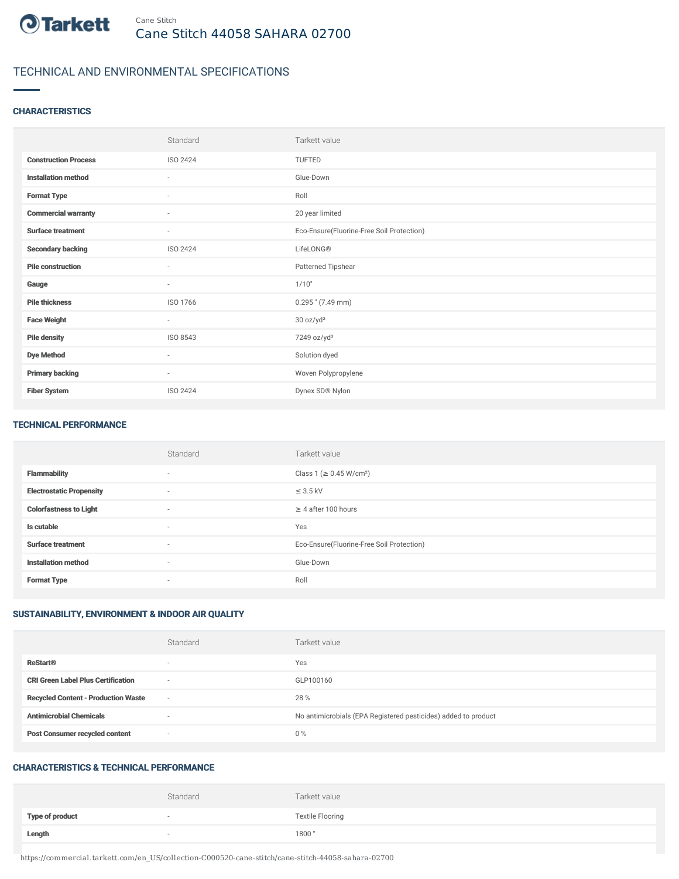Tarkett

Cane Stitch

# Cane Stitch 44058 SAHARA 02700

## TECHNICAL AND ENVIRONMENTAL SPECIFICATIONS

### CHARACTERISTICS

| | Standard | Tarkett value |
|---|---|---|
| **Construction Process** | ISO 2424 | TUFTED |
| **Installation method** | - | Glue-Down |
| **Format Type** | - | Roll |
| **Commercial warranty** | - | 20 year limited |
| **Surface treatment** | - | Eco-Ensure(Fluorine-Free Soil Protection) |
| **Secondary backing** | ISO 2424 | LifeLONG® |
| **Pile construction** | - | Patterned Tipshear |
| **Gauge** | - | 1/10" |
| **Pile thickness** | ISO 1766 | 0.295 " (7.49 mm) |
| **Face Weight** | - | 30 oz/yd² |
| **Pile density** | ISO 8543 | 7249 oz/yd³ |
| **Dye Method** | - | Solution dyed |
| **Primary backing** | - | Woven Polypropylene |
| **Fiber System** | ISO 2424 | Dynex SD® Nylon |

### TECHNICAL PERFORMANCE

| | Standard | Tarkett value |
|---|---|---|
| **Flammability** | - | Class 1 (≥ 0.45 W/cm²) |
| **Electrostatic Propensity** | - | ≤ 3.5 kV |
| **Colorfastness to Light** | - | ≥ 4 after 100 hours |
| **Is cutable** | - | Yes |
| **Surface treatment** | - | Eco-Ensure(Fluorine-Free Soil Protection) |
| **Installation method** | - | Glue-Down |
| **Format Type** | - | Roll |

### SUSTAINABILITY, ENVIRONMENT & INDOOR AIR QUALITY

| | Standard | Tarkett value |
|---|---|---|
| **ReStart®** | - | Yes |
| **CRI Green Label Plus Certification** | - | GLP100160 |
| **Recycled Content - Production Waste** | - | 28 % |
| **Antimicrobial Chemicals** | - | No antimicrobials (EPA Registered pesticides) added to product |
| **Post Consumer recycled content** | - | 0 % |

### CHARACTERISTICS & TECHNICAL PERFORMANCE

| | Standard | Tarkett value |
|---|---|---|
| **Type of product** | - | Textile Flooring |
| **Length** | - | 1800 " |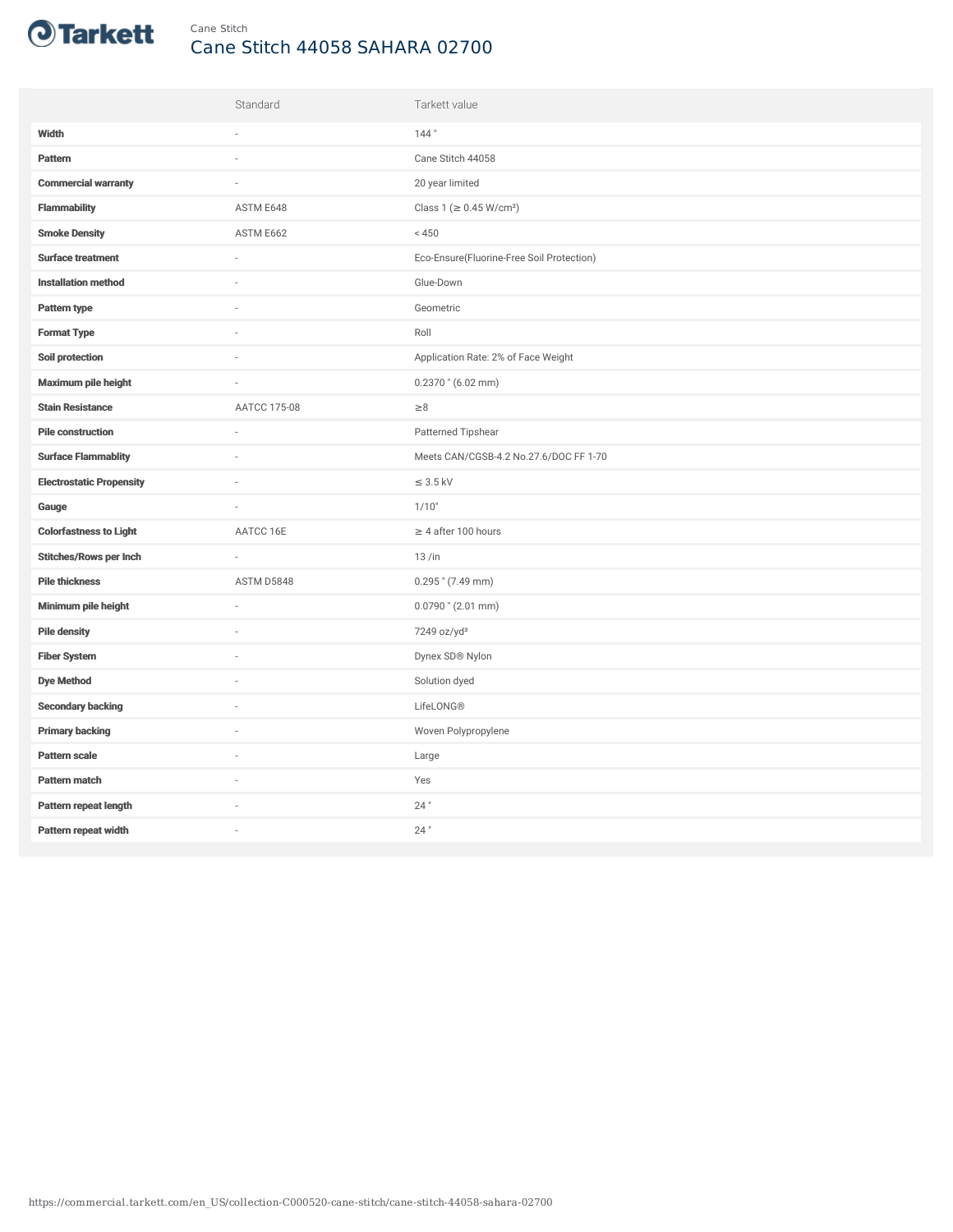Cane Stitch

# Cane Stitch 44058 SAHARA 02700

| | Standard | Tarkett value |
|---|---|---|
| **Width** | - | 144 " |
| **Pattern** | - | Cane Stitch 44058 |
| **Commercial warranty** | - | 20 year limited |
| **Flammability** | ASTM E648 | Class 1 (≥ 0.45 W/cm²) |
| **Smoke Density** | ASTM E662 | < 450 |
| **Surface treatment** | - | Eco-Ensure(Fluorine-Free Soil Protection) |
| **Installation method** | - | Glue-Down |
| **Pattern type** | - | Geometric |
| **Format Type** | - | Roll |
| **Soil protection** | - | Application Rate: 2% of Face Weight |
| **Maximum pile height** | - | 0.2370 " (6.02 mm) |
| **Stain Resistance** | AATCC 175-08 | ≥8 |
| **Pile construction** | - | Patterned Tipshear |
| **Surface Flammablity** | - | Meets CAN/CGSB-4.2 No.27.6/DOC FF 1-70 |
| **Electrostatic Propensity** | - | ≤ 3.5 kV |
| **Gauge** | - | 1/10" |
| **Colorfastness to Light** | AATCC 16E | ≥ 4 after 100 hours |
| **Stitches/Rows per Inch** | - | 13 /in |
| **Pile thickness** | ASTM D5848 | 0.295 " (7.49 mm) |
| **Minimum pile height** | - | 0.0790 " (2.01 mm) |
| **Pile density** | - | 7249 oz/yd³ |
| **Fiber System** | - | Dynex SD® Nylon |
| **Dye Method** | - | Solution dyed |
| **Secondary backing** | - | LifeLONG® |
| **Primary backing** | - | Woven Polypropylene |
| **Pattern scale** | - | Large |
| **Pattern match** | - | Yes |
| **Pattern repeat length** | - | 24 " |
| **Pattern repeat width** | - | 24 " |

https://commercial.tarkett.com/en_US/collection-C000520-cane-stitch/cane-stitch-44058-sahara-02700